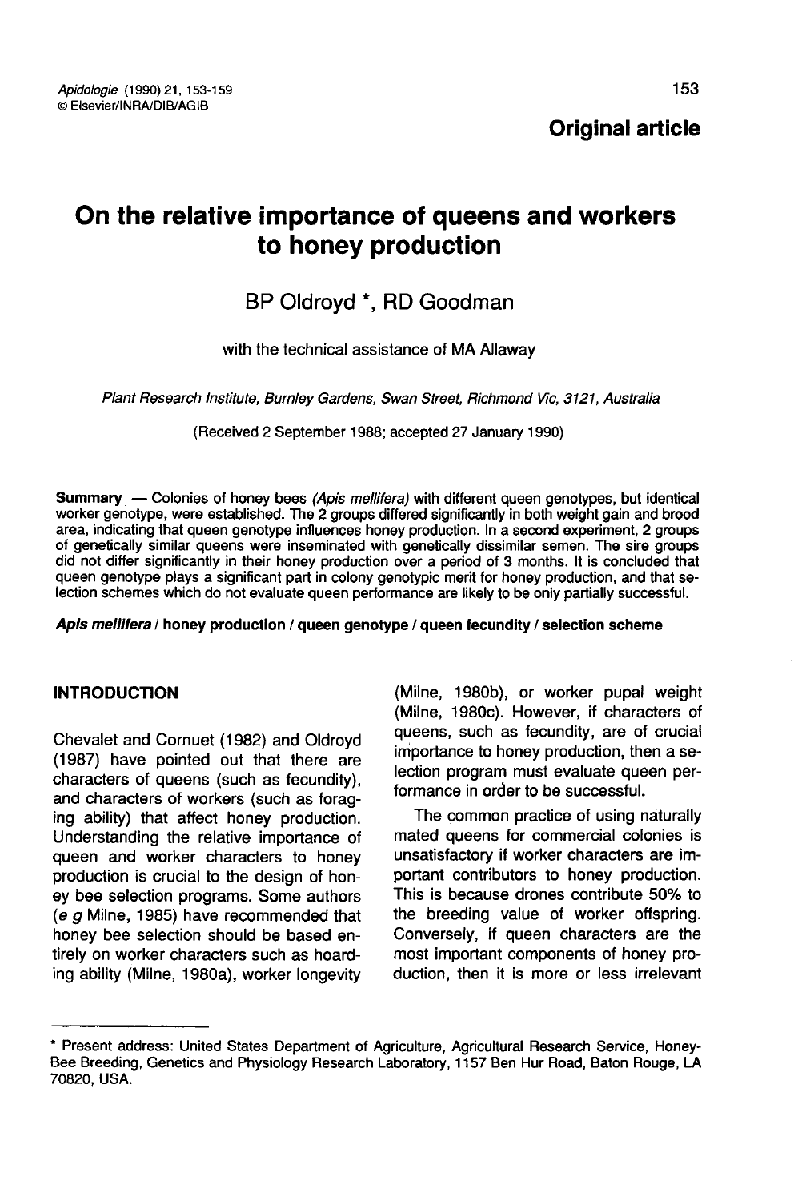Original article

# On the relative importance of queens and workers to honey production

BP Oldroyd *, RD Goodman

with the technical assistance of MA Allaway

*Plant Research Institute, Burnley Gardens, Swan Street, Richmond Vic, 3121, Australia*

(Received 2 September 1988; accepted 27 January 1990)

**Summary** — Colonies of honey bees *(Apis mellifera)* with different queen genotypes, but identical worker genotype, were established. The 2 groups differed significantly in both weight gain and brood area, indicating that queen genotype influences honey production. In a second experiment, 2 groups of genetically similar queens were inseminated with genetically dissimilar semen. The sire groups did not differ significantly in their honey production over a period of 3 months. It is concluded that queen genotype plays a significant part in colony genotypic merit for honey production, and that selection schemes which do not evaluate queen performance are likely to be only partially successful.

***Apis mellifera* / honey production / queen genotype / queen fecundity / selection scheme**

## INTRODUCTION

Chevalet and Cornuet (1982) and Oldroyd (1987) have pointed out that there are characters of queens (such as fecundity), and characters of workers (such as foraging ability) that affect honey production. Understanding the relative importance of queen and worker characters to honey production is crucial to the design of honey bee selection programs. Some authors (*e g* Milne, 1985) have recommended that honey bee selection should be based entirely on worker characters such as hoarding ability (Milne, 1980a), worker longevity (Milne, 1980b), or worker pupal weight (Milne, 1980c). However, if characters of queens, such as fecundity, are of crucial importance to honey production, then a selection program must evaluate queen performance in order to be successful.

The common practice of using naturally mated queens for commercial colonies is unsatisfactory if worker characters are important contributors to honey production. This is because drones contribute 50% to the breeding value of worker offspring. Conversely, if queen characters are the most important components of honey production, then it is more or less irrelevant

* Present address: United States Department of Agriculture, Agricultural Research Service, Honey-Bee Breeding, Genetics and Physiology Research Laboratory, 1157 Ben Hur Road, Baton Rouge, LA 70820, USA.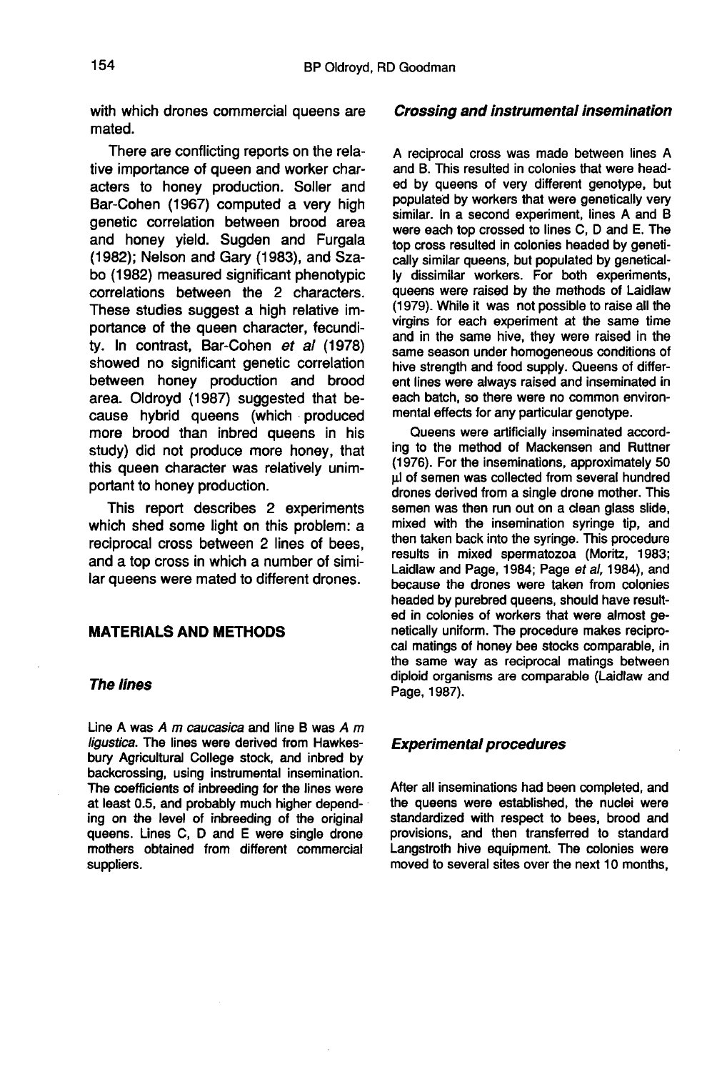with which drones commercial queens are mated.

There are conflicting reports on the relative importance of queen and worker characters to honey production. Soller and Bar-Cohen (1967) computed a very high genetic correlation between brood area and honey yield. Sugden and Furgala (1982); Nelson and Gary (1983), and Szabo (1982) measured significant phenotypic correlations between the 2 characters. These studies suggest a high relative importance of the queen character, fecundity. In contrast, Bar-Cohen *et al* (1978) showed no significant genetic correlation between honey production and brood area. Oldroyd (1987) suggested that because hybrid queens (which produced more brood than inbred queens in his study) did not produce more honey, that this queen character was relatively unimportant to honey production.

This report describes 2 experiments which shed some light on this problem: a reciprocal cross between 2 lines of bees, and a top cross in which a number of similar queens were mated to different drones.

## MATERIALS AND METHODS

### The lines

Line A was *A m caucasica* and line B was *A m ligustica*. The lines were derived from Hawkesbury Agricultural College stock, and inbred by backcrossing, using instrumental insemination. The coefficients of inbreeding for the lines were at least 0.5, and probably much higher depending on the level of inbreeding of the original queens. Lines C, D and E were single drone mothers obtained from different commercial suppliers.

### Crossing and instrumental insemination

A reciprocal cross was made between lines A and B. This resulted in colonies that were headed by queens of very different genotype, but populated by workers that were genetically very similar. In a second experiment, lines A and B were each top crossed to lines C, D and E. The top cross resulted in colonies headed by genetically similar queens, but populated by genetically dissimilar workers. For both experiments, queens were raised by the methods of Laidlaw (1979). While it was not possible to raise all the virgins for each experiment at the same time and in the same hive, they were raised in the same season under homogeneous conditions of hive strength and food supply. Queens of different lines were always raised and inseminated in each batch, so there were no common environmental effects for any particular genotype.

Queens were artificially inseminated according to the method of Mackensen and Ruttner (1976). For the inseminations, approximately 50 µl of semen was collected from several hundred drones derived from a single drone mother. This semen was then run out on a clean glass slide, mixed with the insemination syringe tip, and then taken back into the syringe. This procedure results in mixed spermatozoa (Moritz, 1983; Laidlaw and Page, 1984; Page *et al*, 1984), and because the drones were taken from colonies headed by purebred queens, should have resulted in colonies of workers that were almost genetically uniform. The procedure makes reciprocal matings of honey bee stocks comparable, in the same way as reciprocal matings between diploid organisms are comparable (Laidlaw and Page, 1987).

### Experimental procedures

After all inseminations had been completed, and the queens were established, the nuclei were standardized with respect to bees, brood and provisions, and then transferred to standard Langstroth hive equipment. The colonies were moved to several sites over the next 10 months,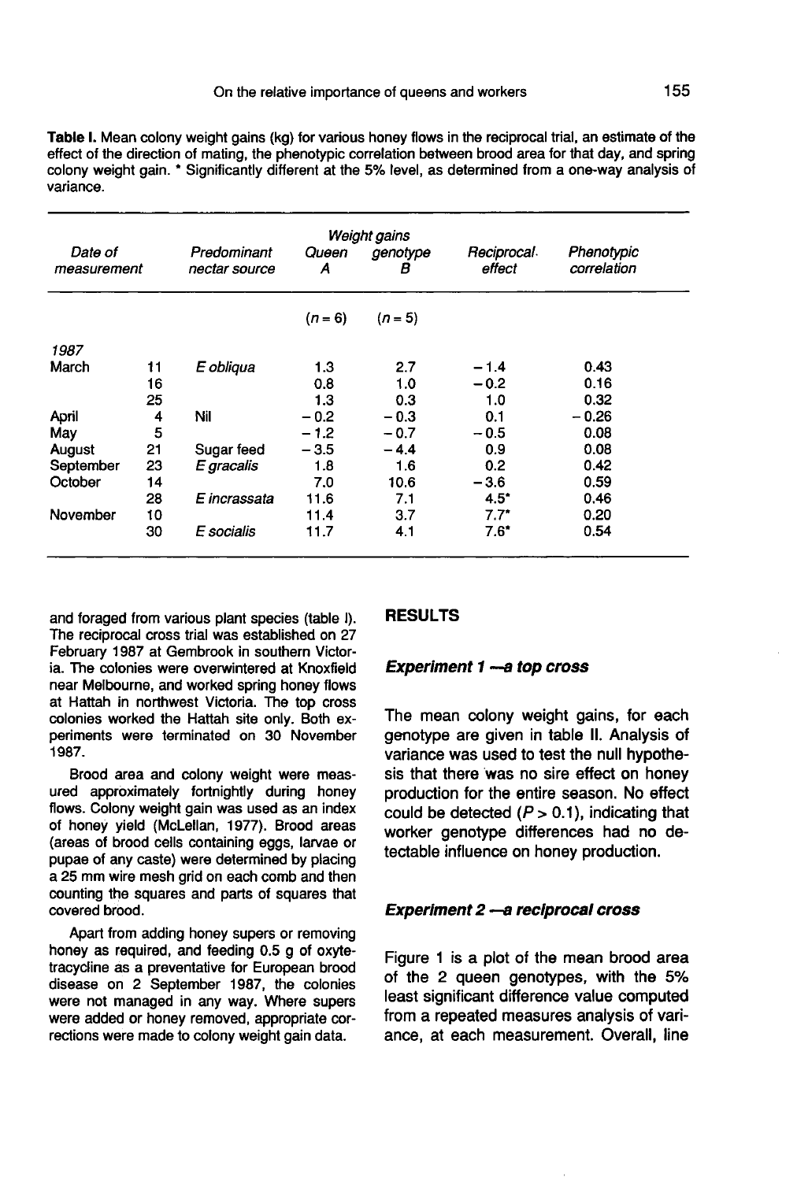**Table I.** Mean colony weight gains (kg) for various honey flows in the reciprocal trial, an estimate of the effect of the direction of mating, the phenotypic correlation between brood area for that day, and spring colony weight gain. * Significantly different at the 5% level, as determined from a one-way analysis of variance.

| *Date of measurement* | | *Predominant nectar source* | *Weight gains* | | *Reciprocal effect* | *Phenotypic correlation* |
|---|---|---|---|---|---|---|
| | | | *Queen genotype A* | *B* | | |
| | | | ($n = 6$) | ($n = 5$) | | |
| *1987* | | | | | | |
| March | 11 | *E obliqua* | 1.3 | 2.7 | −1.4 | 0.43 |
| | 16 | | 0.8 | 1.0 | −0.2 | 0.16 |
| | 25 | | 1.3 | 0.3 | 1.0 | 0.32 |
| April | 4 | Nil | −0.2 | −0.3 | 0.1 | −0.26 |
| May | 5 | | −1.2 | −0.7 | −0.5 | 0.08 |
| August | 21 | Sugar feed | −3.5 | −4.4 | 0.9 | 0.08 |
| September | 23 | *E gracalis* | 1.8 | 1.6 | 0.2 | 0.42 |
| October | 14 | | 7.0 | 10.6 | −3.6 | 0.59 |
| | 28 | *E incrassata* | 11.6 | 7.1 | 4.5* | 0.46 |
| November | 10 | | 11.4 | 3.7 | 7.7* | 0.20 |
| | 30 | *E socialis* | 11.7 | 4.1 | 7.6* | 0.54 |

and foraged from various plant species (table I). The reciprocal cross trial was established on 27 February 1987 at Gembrook in southern Victoria. The colonies were overwintered at Knoxfield near Melbourne, and worked spring honey flows at Hattah in northwest Victoria. The top cross colonies worked the Hattah site only. Both experiments were terminated on 30 November 1987.

Brood area and colony weight were measured approximately fortnightly during honey flows. Colony weight gain was used as an index of honey yield (McLellan, 1977). Brood areas (areas of brood cells containing eggs, larvae or pupae of any caste) were determined by placing a 25 mm wire mesh grid on each comb and then counting the squares and parts of squares that covered brood.

Apart from adding honey supers or removing honey as required, and feeding 0.5 g of oxytetracycline as a preventative for European brood disease on 2 September 1987, the colonies were not managed in any way. Where supers were added or honey removed, appropriate corrections were made to colony weight gain data.

## RESULTS

### *Experiment 1 —a top cross*

The mean colony weight gains, for each genotype are given in table II. Analysis of variance was used to test the null hypothesis that there was no sire effect on honey production for the entire season. No effect could be detected ($P > 0.1$), indicating that worker genotype differences had no detectable influence on honey production.

### *Experiment 2 —a reciprocal cross*

Figure 1 is a plot of the mean brood area of the 2 queen genotypes, with the 5% least significant difference value computed from a repeated measures analysis of variance, at each measurement. Overall, line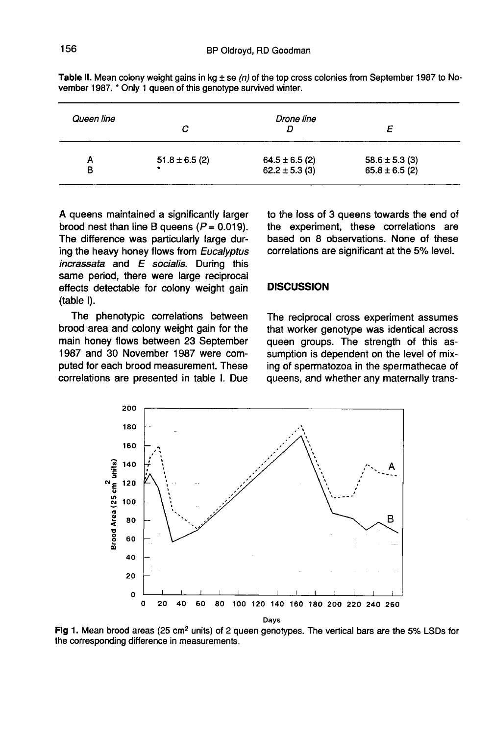**Table II.** Mean colony weight gains in kg ± se *(n)* of the top cross colonies from September 1987 to November 1987. * Only 1 queen of this genotype survived winter.

| *Queen line* | *Drone line* | | |
|---|---|---|---|
| | C | D | E |
| A | 51.8 ± 6.5 (2) | 64.5 ± 6.5 (2) | 58.6 ± 5.3 (3) |
| B | * | 62.2 ± 5.3 (3) | 65.8 ± 6.5 (2) |

A queens maintained a significantly larger brood nest than line B queens ($P = 0.019$). The difference was particularly large during the heavy honey flows from *Eucalyptus incrassata* and *E socialis*. During this same period, there were large reciprocal effects detectable for colony weight gain (table I).

The phenotypic correlations between brood area and colony weight gain for the main honey flows between 23 September 1987 and 30 November 1987 were computed for each brood measurement. These correlations are presented in table I. Due to the loss of 3 queens towards the end of the experiment, these correlations are based on 8 observations. None of these correlations are significant at the 5% level.

## DISCUSSION

The reciprocal cross experiment assumes that worker genotype was identical across queen groups. The strength of this assumption is dependent on the level of mixing of spermatozoa in the spermathecae of queens, and whether any maternally trans-

**Fig 1.** Mean brood areas (25 cm$^2$ units) of 2 queen genotypes. The vertical bars are the 5% LSDs for the corresponding difference in measurements.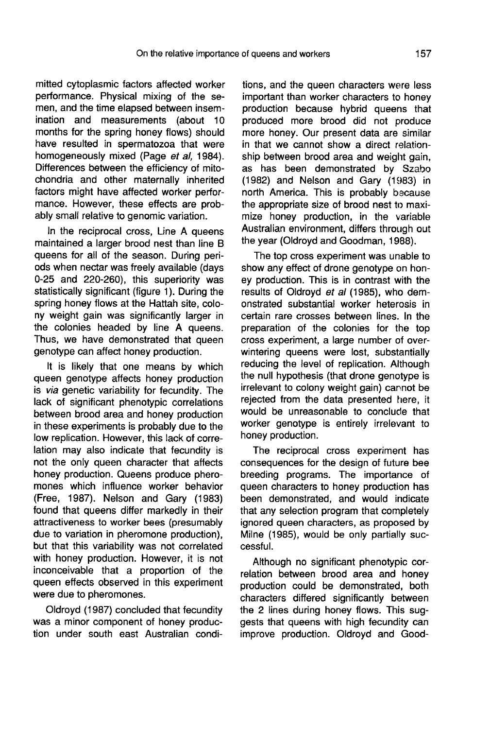mitted cytoplasmic factors affected worker performance. Physical mixing of the semen, and the time elapsed between insemination and measurements (about 10 months for the spring honey flows) should have resulted in spermatozoa that were homogeneously mixed (Page *et al*, 1984). Differences between the efficiency of mitochondria and other maternally inherited factors might have affected worker performance. However, these effects are probably small relative to genomic variation.

In the reciprocal cross, Line A queens maintained a larger brood nest than line B queens for all of the season. During periods when nectar was freely available (days 0-25 and 220-260), this superiority was statistically significant (figure 1). During the spring honey flows at the Hattah site, colony weight gain was significantly larger in the colonies headed by line A queens. Thus, we have demonstrated that queen genotype can affect honey production.

It is likely that one means by which queen genotype affects honey production is *via* genetic variability for fecundity. The lack of significant phenotypic correlations between brood area and honey production in these experiments is probably due to the low replication. However, this lack of correlation may also indicate that fecundity is not the only queen character that affects honey production. Queens produce pheromones which influence worker behavior (Free, 1987). Nelson and Gary (1983) found that queens differ markedly in their attractiveness to worker bees (presumably due to variation in pheromone production), but that this variability was not correlated with honey production. However, it is not inconceivable that a proportion of the queen effects observed in this experiment were due to pheromones.

Oldroyd (1987) concluded that fecundity was a minor component of honey production under south east Australian conditions, and the queen characters were less important than worker characters to honey production because hybrid queens that produced more brood did not produce more honey. Our present data are similar in that we cannot show a direct relationship between brood area and weight gain, as has been demonstrated by Szabo (1982) and Nelson and Gary (1983) in north America. This is probably because the appropriate size of brood nest to maximize honey production, in the variable Australian environment, differs through out the year (Oldroyd and Goodman, 1988).

The top cross experiment was unable to show any effect of drone genotype on honey production. This is in contrast with the results of Oldroyd *et al* (1985), who demonstrated substantial worker heterosis in certain rare crosses between lines. In the preparation of the colonies for the top cross experiment, a large number of overwintering queens were lost, substantially reducing the level of replication. Although the null hypothesis (that drone genotype is irrelevant to colony weight gain) cannot be rejected from the data presented here, it would be unreasonable to conclude that worker genotype is entirely irrelevant to honey production.

The reciprocal cross experiment has consequences for the design of future bee breeding programs. The importance of queen characters to honey production has been demonstrated, and would indicate that any selection program that completely ignored queen characters, as proposed by Milne (1985), would be only partially successful.

Although no significant phenotypic correlation between brood area and honey production could be demonstrated, both characters differed significantly between the 2 lines during honey flows. This suggests that queens with high fecundity can improve production. Oldroyd and Good-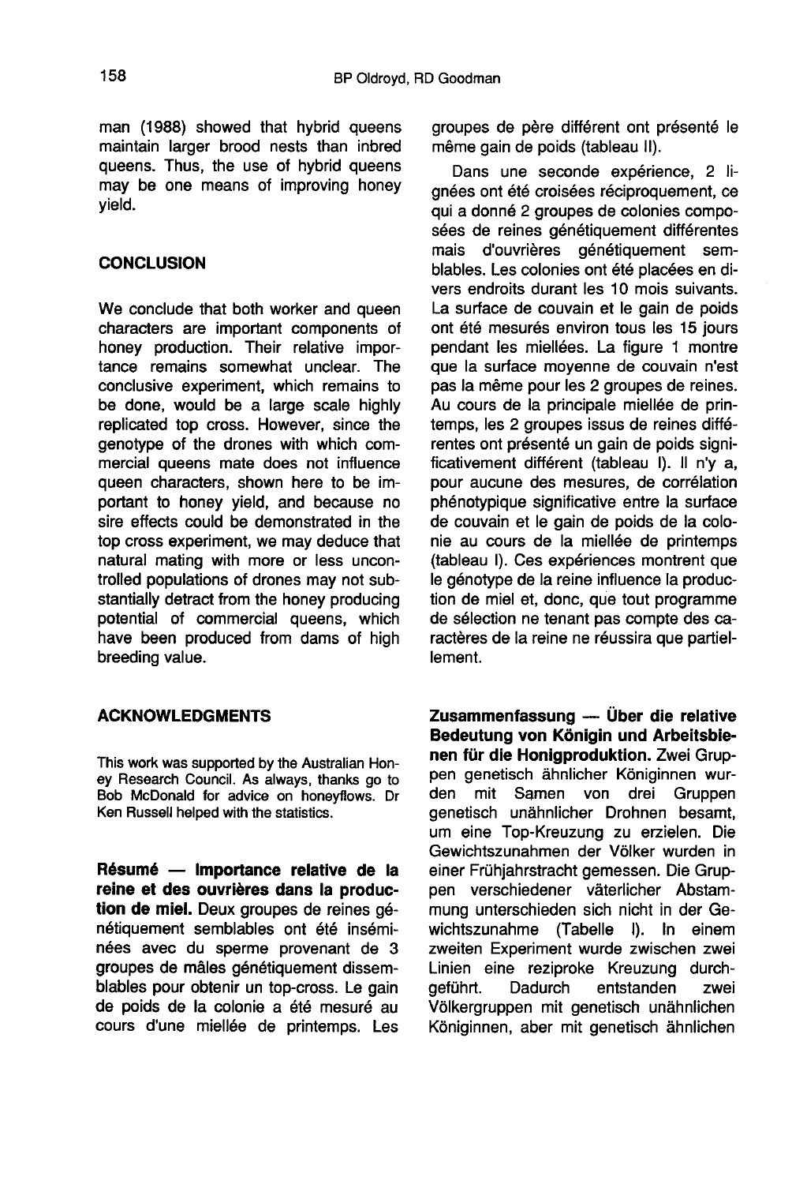man (1988) showed that hybrid queens maintain larger brood nests than inbred queens. Thus, the use of hybrid queens may be one means of improving honey yield.

## CONCLUSION

We conclude that both worker and queen characters are important components of honey production. Their relative importance remains somewhat unclear. The conclusive experiment, which remains to be done, would be a large scale highly replicated top cross. However, since the genotype of the drones with which commercial queens mate does not influence queen characters, shown here to be important to honey yield, and because no sire effects could be demonstrated in the top cross experiment, we may deduce that natural mating with more or less uncontrolled populations of drones may not substantially detract from the honey producing potential of commercial queens, which have been produced from dams of high breeding value.

## ACKNOWLEDGMENTS

This work was supported by the Australian Honey Research Council. As always, thanks go to Bob McDonald for advice on honeyflows. Dr Ken Russell helped with the statistics.

**Résumé — Importance relative de la reine et des ouvrières dans la production de miel.** Deux groupes de reines génétiquement semblables ont été inséminées avec du sperme provenant de 3 groupes de mâles génétiquement dissemblables pour obtenir un top-cross. Le gain de poids de la colonie a été mesuré au cours d'une miellée de printemps. Les groupes de père différent ont présenté le même gain de poids (tableau II).

Dans une seconde expérience, 2 lignées ont été croisées réciproquement, ce qui a donné 2 groupes de colonies composées de reines génétiquement différentes mais d'ouvrières génétiquement semblables. Les colonies ont été placées en divers endroits durant les 10 mois suivants. La surface de couvain et le gain de poids ont été mesurés environ tous les 15 jours pendant les miellées. La figure 1 montre que la surface moyenne de couvain n'est pas la même pour les 2 groupes de reines. Au cours de la principale miellée de printemps, les 2 groupes issus de reines différentes ont présenté un gain de poids significativement différent (tableau I). Il n'y a, pour aucune des mesures, de corrélation phénotypique significative entre la surface de couvain et le gain de poids de la colonie au cours de la miellée de printemps (tableau I). Ces expériences montrent que le génotype de la reine influence la production de miel et, donc, que tout programme de sélection ne tenant pas compte des caractères de la reine ne réussira que partiellement.

**Zusammenfassung — Über die relative Bedeutung von Königin und Arbeitsbienen für die Honigproduktion.** Zwei Gruppen genetisch ähnlicher Königinnen wurden mit Samen von drei Gruppen genetisch unähnlicher Drohnen besamt, um eine Top-Kreuzung zu erzielen. Die Gewichtszunahmen der Völker wurden in einer Frühjahrstracht gemessen. Die Gruppen verschiedener väterlicher Abstammung unterschieden sich nicht in der Gewichtszunahme (Tabelle I). In einem zweiten Experiment wurde zwischen zwei Linien eine reziproke Kreuzung durchgeführt. Dadurch entstanden zwei Völkergruppen mit genetisch unähnlichen Königinnen, aber mit genetisch ähnlichen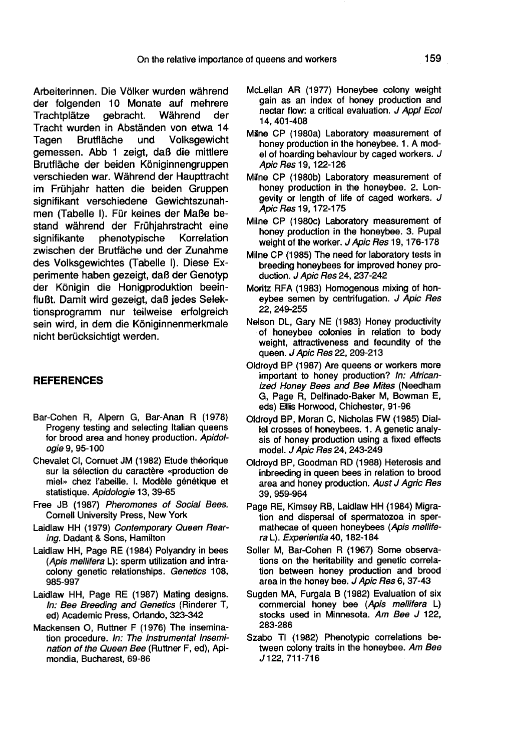Arbeiterinnen. Die Völker wurden während der folgenden 10 Monate auf mehrere Trachtplätze gebracht. Während der Tracht wurden in Abständen von etwa 14 Tagen Brutfläche und Volksgewicht gemessen. Abb 1 zeigt, daß die mittlere Brutfläche der beiden Königinnengruppen verschieden war. Während der Haupttracht im Frühjahr hatten die beiden Gruppen signifikant verschiedene Gewichtszunahmen (Tabelle I). Für keines der Maße bestand während der Frühjahrstracht eine signifikante phenotypische Korrelation zwischen der Brutfäche und der Zunahme des Volksgewichtes (Tabelle I). Diese Experimente haben gezeigt, daß der Genotyp der Königin die Honigproduktion beeinflußt. Damit wird gezeigt, daß jedes Selektionsprogramm nur teilweise erfolgreich sein wird, in dem die Königinnenmerkmale nicht berücksichtigt werden.

## REFERENCES

Bar-Cohen R, Alpern G, Bar-Anan R (1978) Progeny testing and selecting Italian queens for brood area and honey production. *Apidologie* 9, 95-100

Chevalet CI, Cornuet JM (1982) Etude théorique sur la sélection du caractère «production de miel» chez l'abeille. I. Modèle génétique et statistique. *Apidologie* 13, 39-65

Free JB (1987) *Pheromones of Social Bees*. Cornell University Press, New York

Laidlaw HH (1979) *Contemporary Queen Rearing*. Dadant & Sons, Hamilton

Laidlaw HH, Page RE (1984) Polyandry in bees (*Apis mellifera* L): sperm utilization and intracolony genetic relationships. *Genetics* 108, 985-997

Laidlaw HH, Page RE (1987) Mating designs. *In: Bee Breeding and Genetics* (Rinderer T, ed) Academic Press, Orlando, 323-342

Mackensen O, Ruttner F (1976) The insemination procedure. *In: The Instrumental Insemination of the Queen Bee* (Ruttner F, ed), Apimondia, Bucharest, 69-86

McLellan AR (1977) Honeybee colony weight gain as an index of honey production and nectar flow: a critical evaluation. *J Appl Ecol* 14, 401-408

Milne CP (1980a) Laboratory measurement of honey production in the honeybee. 1. A model of hoarding behaviour by caged workers. *J Apic Res* 19, 122-126

Milne CP (1980b) Laboratory measurement of honey production in the honeybee. 2. Longevity or length of life of caged workers. *J Apic Res* 19, 172-175

Milne CP (1980c) Laboratory measurement of honey production in the honeybee. 3. Pupal weight of the worker. *J Apic Res* 19, 176-178

Milne CP (1985) The need for laboratory tests in breeding honeybees for improved honey production. *J Apic Res* 24, 237-242

Moritz RFA (1983) Homogenous mixing of honeybee semen by centrifugation. *J Apic Res* 22, 249-255

Nelson DL, Gary NE (1983) Honey productivity of honeybee colonies in relation to body weight, attractiveness and fecundity of the queen. *J Apic Res* 22, 209-213

Oldroyd BP (1987) Are queens or workers more important to honey production? *In: Africanized Honey Bees and Bee Mites* (Needham G, Page R, Delfinado-Baker M, Bowman E, eds) Ellis Horwood, Chichester, 91-96

Oldroyd BP, Moran C, Nicholas FW (1985) Diallel crosses of honeybees. 1. A genetic analysis of honey production using a fixed effects model. *J Apic Res* 24, 243-249

Oldroyd BP, Goodman RD (1988) Heterosis and inbreeding in queen bees in relation to brood area and honey production. *Aust J Agric Res* 39, 959-964

Page RE, Kimsey RB, Laidlaw HH (1984) Migration and dispersal of spermatozoa in spermathecae of queen honeybees (*Apis mellifera* L). *Experientia* 40, 182-184

Soller M, Bar-Cohen R (1967) Some observations on the heritability and genetic correlation between honey production and brood area in the honey bee. *J Apic Res* 6, 37-43

Sugden MA, Furgala B (1982) Evaluation of six commercial honey bee (*Apis mellifera* L) stocks used in Minnesota. *Am Bee J* 122, 283-286

Szabo TI (1982) Phenotypic correlations between colony traits in the honeybee. *Am Bee J* 122, 711-716